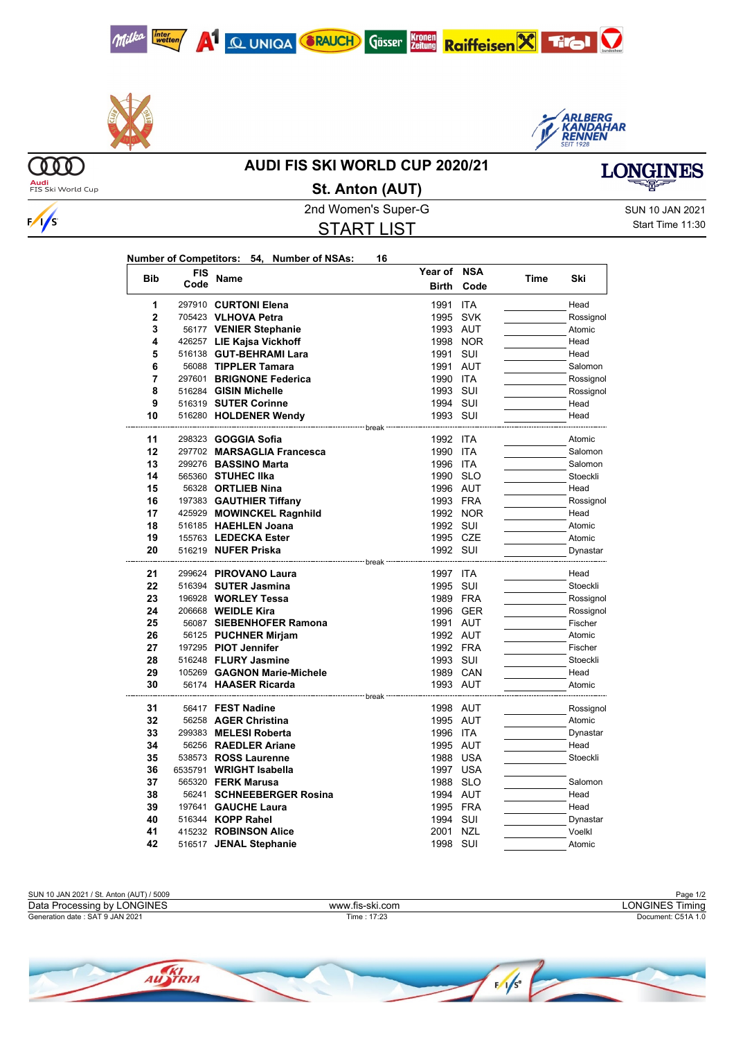# AUDI FIS SKI WORLD CUP 2020/21

## St. Anton (AUT)

2nd Women's Super-G

SUN 10 JAN 2021

## START LIST

Start Time 11:30

**Number of Competitors: 54, Number of NSAs: 16**

| Bib | FIS Code | Name | Year of Birth | NSA Code | Time | Ski |
|---|---|---|---|---|---|---|
| 1 | 297910 | **CURTONI Elena** | 1991 | ITA | | Head |
| 2 | 705423 | **VLHOVA Petra** | 1995 | SVK | | Rossignol |
| 3 | 56177 | **VENIER Stephanie** | 1993 | AUT | | Atomic |
| 4 | 426257 | **LIE Kajsa Vickhoff** | 1998 | NOR | | Head |
| 5 | 516138 | **GUT-BEHRAMI Lara** | 1991 | SUI | | Head |
| 6 | 56088 | **TIPPLER Tamara** | 1991 | AUT | | Salomon |
| 7 | 297601 | **BRIGNONE Federica** | 1990 | ITA | | Rossignol |
| 8 | 516284 | **GISIN Michelle** | 1993 | SUI | | Rossignol |
| 9 | 516319 | **SUTER Corinne** | 1994 | SUI | | Head |
| 10 | 516280 | **HOLDENER Wendy** | 1993 | SUI | | Head |
| | | break | | | | |
| 11 | 298323 | **GOGGIA Sofia** | 1992 | ITA | | Atomic |
| 12 | 297702 | **MARSAGLIA Francesca** | 1990 | ITA | | Salomon |
| 13 | 299276 | **BASSINO Marta** | 1996 | ITA | | Salomon |
| 14 | 565360 | **STUHEC Ilka** | 1990 | SLO | | Stoeckli |
| 15 | 56328 | **ORTLIEB Nina** | 1996 | AUT | | Head |
| 16 | 197383 | **GAUTHIER Tiffany** | 1993 | FRA | | Rossignol |
| 17 | 425929 | **MOWINCKEL Ragnhild** | 1992 | NOR | | Head |
| 18 | 516185 | **HAEHLEN Joana** | 1992 | SUI | | Atomic |
| 19 | 155763 | **LEDECKA Ester** | 1995 | CZE | | Atomic |
| 20 | 516219 | **NUFER Priska** | 1992 | SUI | | Dynastar |
| | | break | | | | |
| 21 | 299624 | **PIROVANO Laura** | 1997 | ITA | | Head |
| 22 | 516394 | **SUTER Jasmina** | 1995 | SUI | | Stoeckli |
| 23 | 196928 | **WORLEY Tessa** | 1989 | FRA | | Rossignol |
| 24 | 206668 | **WEIDLE Kira** | 1996 | GER | | Rossignol |
| 25 | 56087 | **SIEBENHOFER Ramona** | 1991 | AUT | | Fischer |
| 26 | 56125 | **PUCHNER Mirjam** | 1992 | AUT | | Atomic |
| 27 | 197295 | **PIOT Jennifer** | 1992 | FRA | | Fischer |
| 28 | 516248 | **FLURY Jasmine** | 1993 | SUI | | Stoeckli |
| 29 | 105269 | **GAGNON Marie-Michele** | 1989 | CAN | | Head |
| 30 | 56174 | **HAASER Ricarda** | 1993 | AUT | | Atomic |
| | | break | | | | |
| 31 | 56417 | **FEST Nadine** | 1998 | AUT | | Rossignol |
| 32 | 56258 | **AGER Christina** | 1995 | AUT | | Atomic |
| 33 | 299383 | **MELESI Roberta** | 1996 | ITA | | Dynastar |
| 34 | 56256 | **RAEDLER Ariane** | 1995 | AUT | | Head |
| 35 | 538573 | **ROSS Laurenne** | 1988 | USA | | Stoeckli |
| 36 | 6535791 | **WRIGHT Isabella** | 1997 | USA | | |
| 37 | 565320 | **FERK Marusa** | 1988 | SLO | | Salomon |
| 38 | 56241 | **SCHNEEBERGER Rosina** | 1994 | AUT | | Head |
| 39 | 197641 | **GAUCHE Laura** | 1995 | FRA | | Head |
| 40 | 516344 | **KOPP Rahel** | 1994 | SUI | | Dynastar |
| 41 | 415232 | **ROBINSON Alice** | 2001 | NZL | | Voelkl |
| 42 | 516517 | **JENAL Stephanie** | 1998 | SUI | | Atomic |

SUN 10 JAN 2021 / St. Anton (AUT) / 5009

Data Processing by LONGINES — www.fis-ski.com — LONGINES Timing

Generation date : SAT 9 JAN 2021 — Time : 17:23 — Document: C51A 1.0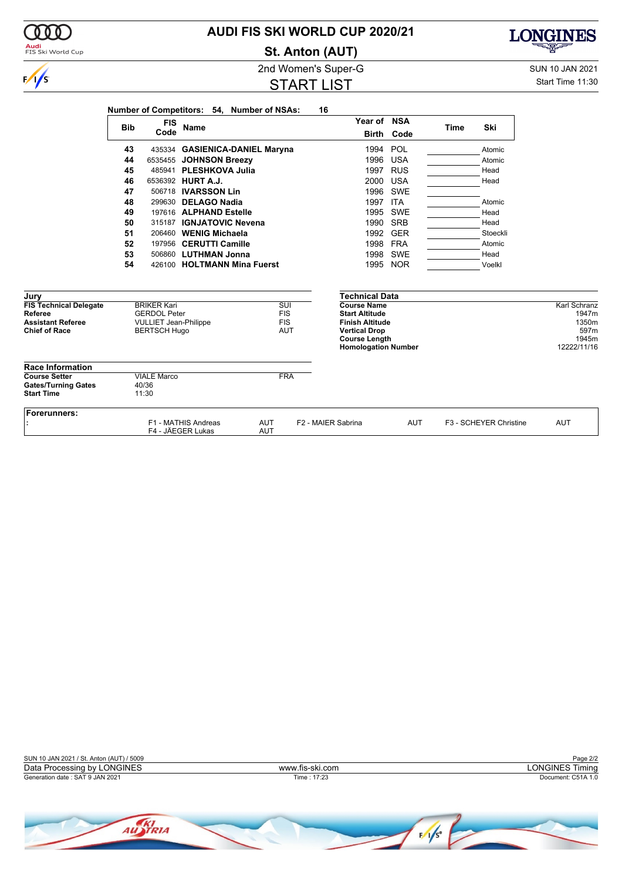# AUDI FIS SKI WORLD CUP 2020/21

## St. Anton (AUT)

2nd Women's Super-G

SUN 10 JAN 2021

## START LIST

Start Time 11:30

Number of Competitors: 54, Number of NSAs: 16

| Bib | FIS Code | Name | Year of Birth | NSA Code | Time | Ski |
|---|---|---|---|---|---|---|
| 43 | 435334 | **GASIENICA-DANIEL Maryna** | 1994 | POL | | Atomic |
| 44 | 6535455 | **JOHNSON Breezy** | 1996 | USA | | Atomic |
| 45 | 485941 | **PLESHKOVA Julia** | 1997 | RUS | | Head |
| 46 | 6536392 | **HURT A.J.** | 2000 | USA | | Head |
| 47 | 506718 | **IVARSSON Lin** | 1996 | SWE | | |
| 48 | 299630 | **DELAGO Nadia** | 1997 | ITA | | Atomic |
| 49 | 197616 | **ALPHAND Estelle** | 1995 | SWE | | Head |
| 50 | 315187 | **IGNJATOVIC Nevena** | 1990 | SRB | | Head |
| 51 | 206460 | **WENIG Michaela** | 1992 | GER | | Stoeckli |
| 52 | 197956 | **CERUTTI Camille** | 1998 | FRA | | Atomic |
| 53 | 506860 | **LUTHMAN Jonna** | 1998 | SWE | | Head |
| 54 | 426100 | **HOLTMANN Mina Fuerst** | 1995 | NOR | | Voelkl |

### Jury

| | | |
|---|---|---|
| **FIS Technical Delegate** | BRIKER Kari | SUI |
| **Referee** | GERDOL Peter | FIS |
| **Assistant Referee** | VULLIET Jean-Philippe | FIS |
| **Chief of Race** | BERTSCH Hugo | AUT |

### Technical Data

| | |
|---|---|
| **Course Name** | Karl Schranz |
| **Start Altitude** | 1947m |
| **Finish Altitude** | 1350m |
| **Vertical Drop** | 597m |
| **Course Length** | 1945m |
| **Homologation Number** | 12222/11/16 |

### Race Information

| | | |
|---|---|---|
| **Course Setter** | VIALE Marco | FRA |
| **Gates/Turning Gates** | 40/36 | |
| **Start Time** | 11:30 | |

### Forerunners:

| | | | |
|---|---|---|---|
| F1 - MATHIS Andreas | AUT | F2 - MAIER Sabrina | AUT |
| F3 - SCHEYER Christine | AUT | F4 - JÄGER Lukas | AUT |

SUN 10 JAN 2021 / St. Anton (AUT) / 5009

Data Processing by LONGINES — www.fis-ski.com — LONGINES Timing

Generation date : SAT 9 JAN 2021 — Time : 17:23 — Document: C51A 1.0